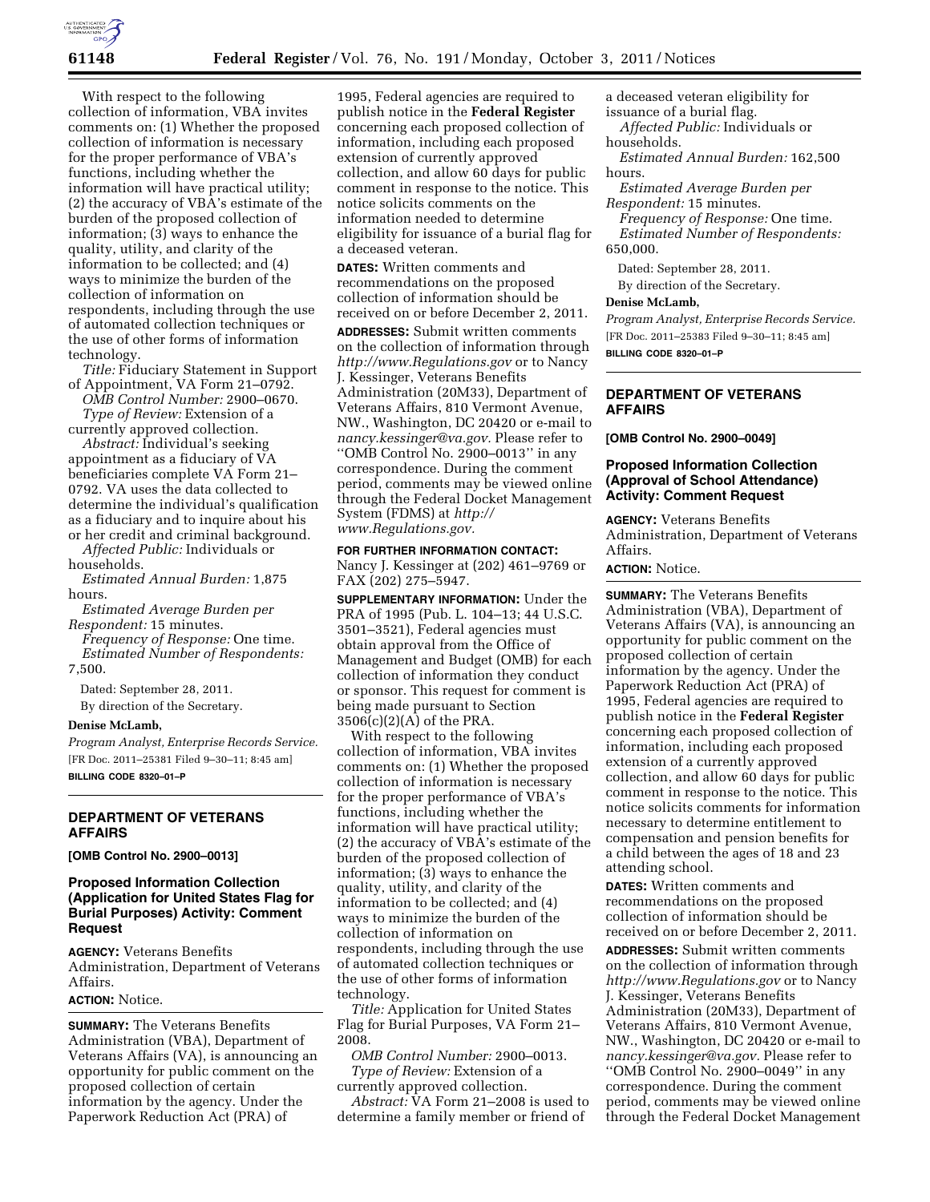With respect to the following collection of information, VBA invites comments on: (1) Whether the proposed collection of information is necessary for the proper performance of VBA's functions, including whether the information will have practical utility; (2) the accuracy of VBA's estimate of the burden of the proposed collection of information; (3) ways to enhance the quality, utility, and clarity of the information to be collected; and (4) ways to minimize the burden of the collection of information on respondents, including through the use of automated collection techniques or the use of other forms of information technology.

*Title:* Fiduciary Statement in Support of Appointment, VA Form 21–0792.

*OMB Control Number:* 2900–0670.

*Type of Review:* Extension of a currently approved collection.

*Abstract:* Individual's seeking appointment as a fiduciary of VA beneficiaries complete VA Form 21–0792. VA uses the data collected to determine the individual's qualification as a fiduciary and to inquire about his or her credit and criminal background.

*Affected Public:* Individuals or households.

*Estimated Annual Burden:* 1,875 hours.

*Estimated Average Burden per Respondent:* 15 minutes.

*Frequency of Response:* One time.

*Estimated Number of Respondents:* 7,500.

Dated: September 28, 2011.

By direction of the Secretary.

**Denise McLamb,**

*Program Analyst, Enterprise Records Service.*

[FR Doc. 2011–25381 Filed 9–30–11; 8:45 am]

**BILLING CODE 8320–01–P**

---

## DEPARTMENT OF VETERANS AFFAIRS

**[OMB Control No. 2900–0013]**

### Proposed Information Collection (Application for United States Flag for Burial Purposes) Activity: Comment Request

**AGENCY:** Veterans Benefits Administration, Department of Veterans Affairs.

**ACTION:** Notice.

**SUMMARY:** The Veterans Benefits Administration (VBA), Department of Veterans Affairs (VA), is announcing an opportunity for public comment on the proposed collection of certain information by the agency. Under the Paperwork Reduction Act (PRA) of 1995, Federal agencies are required to publish notice in the **Federal Register** concerning each proposed collection of information, including each proposed extension of currently approved collection, and allow 60 days for public comment in response to the notice. This notice solicits comments on the information needed to determine eligibility for issuance of a burial flag for a deceased veteran.

**DATES:** Written comments and recommendations on the proposed collection of information should be received on or before December 2, 2011.

**ADDRESSES:** Submit written comments on the collection of information through *http://www.Regulations.gov* or to Nancy J. Kessinger, Veterans Benefits Administration (20M33), Department of Veterans Affairs, 810 Vermont Avenue, NW., Washington, DC 20420 or e-mail to *nancy.kessinger@va.gov.* Please refer to "OMB Control No. 2900–0013" in any correspondence. During the comment period, comments may be viewed online through the Federal Docket Management System (FDMS) at *http://www.Regulations.gov.*

**FOR FURTHER INFORMATION CONTACT:** Nancy J. Kessinger at (202) 461–9769 or FAX (202) 275–5947.

**SUPPLEMENTARY INFORMATION:** Under the PRA of 1995 (Pub. L. 104–13; 44 U.S.C. 3501–3521), Federal agencies must obtain approval from the Office of Management and Budget (OMB) for each collection of information they conduct or sponsor. This request for comment is being made pursuant to Section 3506(c)(2)(A) of the PRA.

With respect to the following collection of information, VBA invites comments on: (1) Whether the proposed collection of information is necessary for the proper performance of VBA's functions, including whether the information will have practical utility; (2) the accuracy of VBA's estimate of the burden of the proposed collection of information; (3) ways to enhance the quality, utility, and clarity of the information to be collected; and (4) ways to minimize the burden of the collection of information on respondents, including through the use of automated collection techniques or the use of other forms of information technology.

*Title:* Application for United States Flag for Burial Purposes, VA Form 21–2008.

*OMB Control Number:* 2900–0013.

*Type of Review:* Extension of a currently approved collection.

*Abstract:* VA Form 21–2008 is used to determine a family member or friend of a deceased veteran eligibility for issuance of a burial flag.

*Affected Public:* Individuals or households.

*Estimated Annual Burden:* 162,500 hours.

*Estimated Average Burden per Respondent:* 15 minutes.

*Frequency of Response:* One time.

*Estimated Number of Respondents:* 650,000.

Dated: September 28, 2011.

By direction of the Secretary.

**Denise McLamb,**

*Program Analyst, Enterprise Records Service.*

[FR Doc. 2011–25383 Filed 9–30–11; 8:45 am]

**BILLING CODE 8320–01–P**

---

## DEPARTMENT OF VETERANS AFFAIRS

**[OMB Control No. 2900–0049]**

### Proposed Information Collection (Approval of School Attendance) Activity: Comment Request

**AGENCY:** Veterans Benefits Administration, Department of Veterans Affairs.

**ACTION:** Notice.

**SUMMARY:** The Veterans Benefits Administration (VBA), Department of Veterans Affairs (VA), is announcing an opportunity for public comment on the proposed collection of certain information by the agency. Under the Paperwork Reduction Act (PRA) of 1995, Federal agencies are required to publish notice in the **Federal Register** concerning each proposed collection of information, including each proposed extension of a currently approved collection, and allow 60 days for public comment in response to the notice. This notice solicits comments for information necessary to determine entitlement to compensation and pension benefits for a child between the ages of 18 and 23 attending school.

**DATES:** Written comments and recommendations on the proposed collection of information should be received on or before December 2, 2011.

**ADDRESSES:** Submit written comments on the collection of information through *http://www.Regulations.gov* or to Nancy J. Kessinger, Veterans Benefits Administration (20M33), Department of Veterans Affairs, 810 Vermont Avenue, NW., Washington, DC 20420 or e-mail to *nancy.kessinger@va.gov.* Please refer to "OMB Control No. 2900–0049" in any correspondence. During the comment period, comments may be viewed online through the Federal Docket Management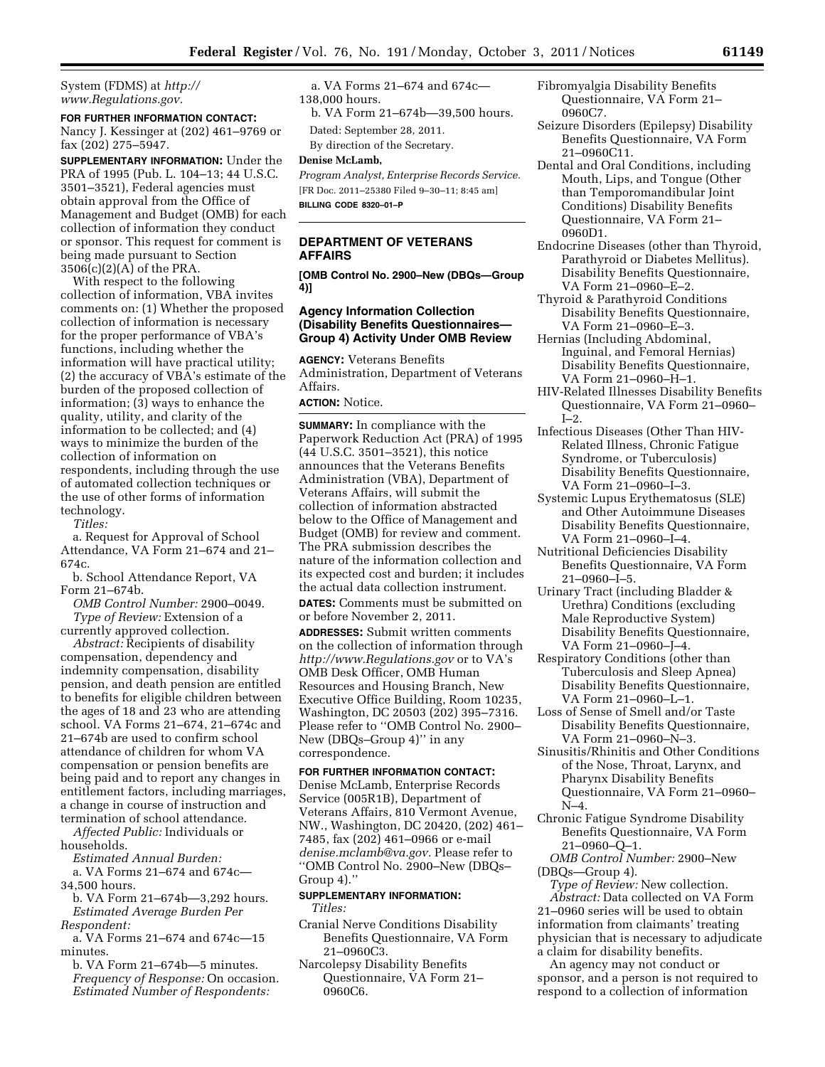System (FDMS) at *http://www.Regulations.gov.*

**FOR FURTHER INFORMATION CONTACT:** Nancy J. Kessinger at (202) 461–9769 or fax (202) 275–5947.

**SUPPLEMENTARY INFORMATION:** Under the PRA of 1995 (Pub. L. 104–13; 44 U.S.C. 3501–3521), Federal agencies must obtain approval from the Office of Management and Budget (OMB) for each collection of information they conduct or sponsor. This request for comment is being made pursuant to Section 3506(c)(2)(A) of the PRA.

With respect to the following collection of information, VBA invites comments on: (1) Whether the proposed collection of information is necessary for the proper performance of VBA's functions, including whether the information will have practical utility; (2) the accuracy of VBA's estimate of the burden of the proposed collection of information; (3) ways to enhance the quality, utility, and clarity of the information to be collected; and (4) ways to minimize the burden of the collection of information on respondents, including through the use of automated collection techniques or the use of other forms of information technology.

*Titles:*

a. Request for Approval of School Attendance, VA Form 21–674 and 21–674c.

b. School Attendance Report, VA Form 21–674b.

*OMB Control Number:* 2900–0049.

*Type of Review:* Extension of a currently approved collection.

*Abstract:* Recipients of disability compensation, dependency and indemnity compensation, disability pension, and death pension are entitled to benefits for eligible children between the ages of 18 and 23 who are attending school. VA Forms 21–674, 21–674c and 21–674b are used to confirm school attendance of children for whom VA compensation or pension benefits are being paid and to report any changes in entitlement factors, including marriages, a change in course of instruction and termination of school attendance.

*Affected Public:* Individuals or households.

*Estimated Annual Burden:*

a. VA Forms 21–674 and 674c—34,500 hours.

b. VA Form 21–674b—3,292 hours.

*Estimated Average Burden Per Respondent:*

a. VA Forms 21–674 and 674c—15 minutes.

b. VA Form 21–674b—5 minutes.

*Frequency of Response:* On occasion.

*Estimated Number of Respondents:*

a. VA Forms 21–674 and 674c—138,000 hours.

b. VA Form 21–674b—39,500 hours.

Dated: September 28, 2011.

By direction of the Secretary.

**Denise McLamb,**

*Program Analyst, Enterprise Records Service.*

[FR Doc. 2011–25380 Filed 9–30–11; 8:45 am]

**BILLING CODE 8320–01–P**

## DEPARTMENT OF VETERANS AFFAIRS

**[OMB Control No. 2900–New (DBQs—Group 4)]**

### Agency Information Collection (Disability Benefits Questionnaires—Group 4) Activity Under OMB Review

**AGENCY:** Veterans Benefits Administration, Department of Veterans Affairs.

**ACTION:** Notice.

**SUMMARY:** In compliance with the Paperwork Reduction Act (PRA) of 1995 (44 U.S.C. 3501–3521), this notice announces that the Veterans Benefits Administration (VBA), Department of Veterans Affairs, will submit the collection of information abstracted below to the Office of Management and Budget (OMB) for review and comment. The PRA submission describes the nature of the information collection and its expected cost and burden; it includes the actual data collection instrument.

**DATES:** Comments must be submitted on or before November 2, 2011.

**ADDRESSES:** Submit written comments on the collection of information through *http://www.Regulations.gov* or to VA's OMB Desk Officer, OMB Human Resources and Housing Branch, New Executive Office Building, Room 10235, Washington, DC 20503 (202) 395–7316. Please refer to ''OMB Control No. 2900–New (DBQs–Group 4)'' in any correspondence.

**FOR FURTHER INFORMATION CONTACT:** Denise McLamb, Enterprise Records Service (005R1B), Department of Veterans Affairs, 810 Vermont Avenue, NW., Washington, DC 20420, (202) 461–7485, fax (202) 461–0966 or e-mail *denise.mclamb@va.gov.* Please refer to ''OMB Control No. 2900–New (DBQs–Group 4).''

**SUPPLEMENTARY INFORMATION:**

*Titles:*

Cranial Nerve Conditions Disability Benefits Questionnaire, VA Form 21–0960C3.

Narcolepsy Disability Benefits Questionnaire, VA Form 21–0960C6.

Fibromyalgia Disability Benefits Questionnaire, VA Form 21–0960C7.

Seizure Disorders (Epilepsy) Disability Benefits Questionnaire, VA Form 21–0960C11.

Dental and Oral Conditions, including Mouth, Lips, and Tongue (Other than Temporomandibular Joint Conditions) Disability Benefits Questionnaire, VA Form 21–0960D1.

Endocrine Diseases (other than Thyroid, Parathyroid or Diabetes Mellitus). Disability Benefits Questionnaire, VA Form 21–0960–E–2.

Thyroid & Parathyroid Conditions Disability Benefits Questionnaire, VA Form 21–0960–E–3.

Hernias (Including Abdominal, Inguinal, and Femoral Hernias) Disability Benefits Questionnaire, VA Form 21–0960–H–1.

HIV-Related Illnesses Disability Benefits Questionnaire, VA Form 21–0960–I–2.

Infectious Diseases (Other Than HIV-Related Illness, Chronic Fatigue Syndrome, or Tuberculosis) Disability Benefits Questionnaire, VA Form 21–0960–I–3.

Systemic Lupus Erythematosus (SLE) and Other Autoimmune Diseases Disability Benefits Questionnaire, VA Form 21–0960–I–4.

Nutritional Deficiencies Disability Benefits Questionnaire, VA Form 21–0960–I–5.

Urinary Tract (including Bladder & Urethra) Conditions (excluding Male Reproductive System) Disability Benefits Questionnaire, VA Form 21–0960–J–4.

Respiratory Conditions (other than Tuberculosis and Sleep Apnea) Disability Benefits Questionnaire, VA Form 21–0960–L–1.

Loss of Sense of Smell and/or Taste Disability Benefits Questionnaire, VA Form 21–0960–N–3.

Sinusitis/Rhinitis and Other Conditions of the Nose, Throat, Larynx, and Pharynx Disability Benefits Questionnaire, VA Form 21–0960–N–4.

Chronic Fatigue Syndrome Disability Benefits Questionnaire, VA Form 21–0960–Q–1.

*OMB Control Number:* 2900–New (DBQs—Group 4).

*Type of Review:* New collection.

*Abstract:* Data collected on VA Form 21–0960 series will be used to obtain information from claimants' treating physician that is necessary to adjudicate a claim for disability benefits.

An agency may not conduct or sponsor, and a person is not required to respond to a collection of information